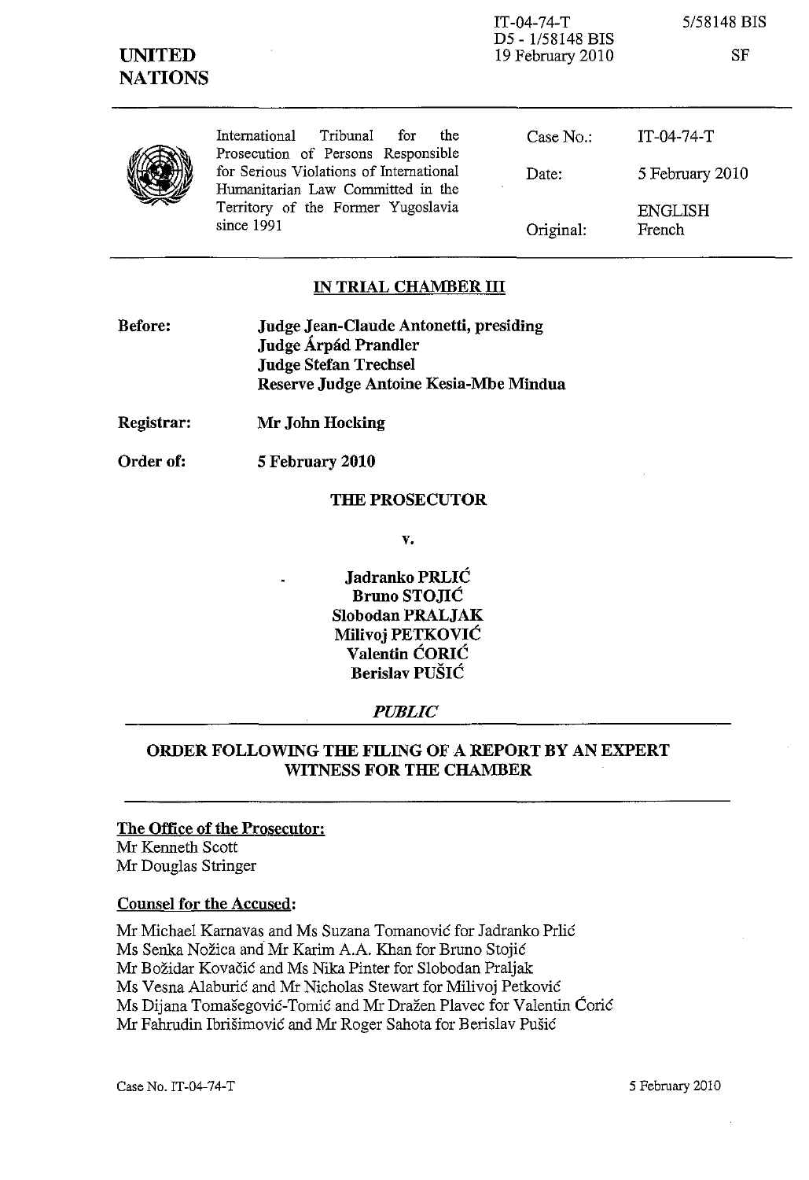IT-04-74-T
D5 - 1/58148 BIS
19 February 2010

5/58148 BIS

SF

**UNITED NATIONS**

International Tribunal for the Prosecution of Persons Responsible for Serious Violations of International Humanitarian Law Committed in the Territory of the Former Yugoslavia since 1991

| | |
|---|---|
| Case No.: | IT-04-74-T |
| Date: | 5 February 2010 |
| Original: | ENGLISH French |

## IN TRIAL CHAMBER III

**Before:** **Judge Jean-Claude Antonetti, presiding**
**Judge Árpád Prandler**
**Judge Stefan Trechsel**
**Reserve Judge Antoine Kesia-Mbe Mindua**

**Registrar:** **Mr John Hocking**

**Order of:** **5 February 2010**

**THE PROSECUTOR**

v.

**Jadranko PRLIĆ**
**Bruno STOJIĆ**
**Slobodan PRALJAK**
**Milivoj PETKOVIĆ**
**Valentin ĆORIĆ**
**Berislav PUŠIĆ**

***PUBLIC***

## ORDER FOLLOWING THE FILING OF A REPORT BY AN EXPERT WITNESS FOR THE CHAMBER

**The Office of the Prosecutor:**
Mr Kenneth Scott
Mr Douglas Stringer

**Counsel for the Accused:**

Mr Michael Karnavas and Ms Suzana Tomanović for Jadranko Prlić
Ms Senka Nožica and Mr Karim A.A. Khan for Bruno Stojić
Mr Božidar Kovačić and Ms Nika Pinter for Slobodan Praljak
Ms Vesna Alaburić and Mr Nicholas Stewart for Milivoj Petković
Ms Dijana Tomašegović-Tomić and Mr Dražen Plavec for Valentin Ćorić
Mr Fahrudin Ibrišimović and Mr Roger Sahota for Berislav Pušić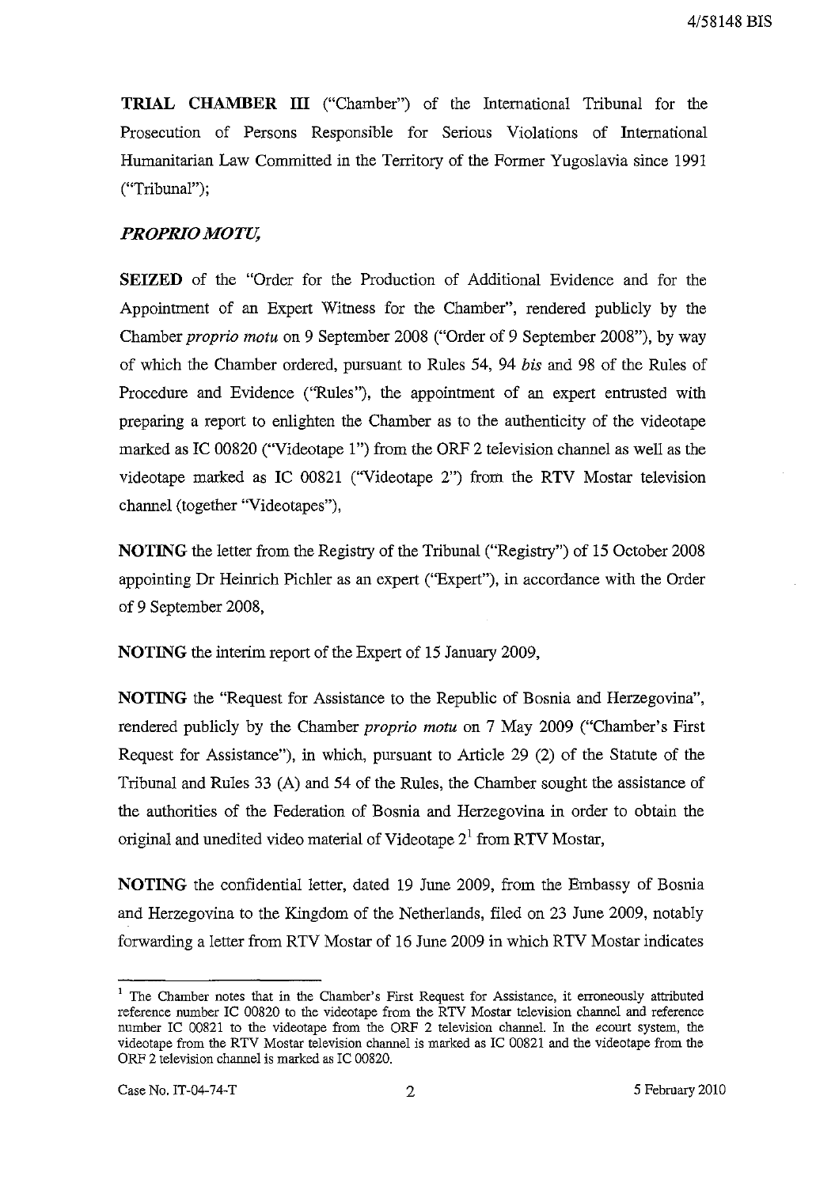**TRIAL CHAMBER III** ("Chamber") of the International Tribunal for the Prosecution of Persons Responsible for Serious Violations of International Humanitarian Law Committed in the Territory of the Former Yugoslavia since 1991 ("Tribunal");

***PROPRIO MOTU,***

**SEIZED** of the "Order for the Production of Additional Evidence and for the Appointment of an Expert Witness for the Chamber", rendered publicly by the Chamber *proprio motu* on 9 September 2008 ("Order of 9 September 2008"), by way of which the Chamber ordered, pursuant to Rules 54, 94 *bis* and 98 of the Rules of Procedure and Evidence ("Rules"), the appointment of an expert entrusted with preparing a report to enlighten the Chamber as to the authenticity of the videotape marked as IC 00820 ("Videotape 1") from the ORF 2 television channel as well as the videotape marked as IC 00821 ("Videotape 2") from the RTV Mostar television channel (together "Videotapes"),

**NOTING** the letter from the Registry of the Tribunal ("Registry") of 15 October 2008 appointing Dr Heinrich Pichler as an expert ("Expert"), in accordance with the Order of 9 September 2008,

**NOTING** the interim report of the Expert of 15 January 2009,

**NOTING** the "Request for Assistance to the Republic of Bosnia and Herzegovina", rendered publicly by the Chamber *proprio motu* on 7 May 2009 ("Chamber's First Request for Assistance"), in which, pursuant to Article 29 (2) of the Statute of the Tribunal and Rules 33 (A) and 54 of the Rules, the Chamber sought the assistance of the authorities of the Federation of Bosnia and Herzegovina in order to obtain the original and unedited video material of Videotape 2[1] from RTV Mostar,

**NOTING** the confidential letter, dated 19 June 2009, from the Embassy of Bosnia and Herzegovina to the Kingdom of the Netherlands, filed on 23 June 2009, notably forwarding a letter from RTV Mostar of 16 June 2009 in which RTV Mostar indicates

---

[1] The Chamber notes that in the Chamber's First Request for Assistance, it erroneously attributed reference number IC 00820 to the videotape from the RTV Mostar television channel and reference number IC 00821 to the videotape from the ORF 2 television channel. In the ecourt system, the videotape from the RTV Mostar television channel is marked as IC 00821 and the videotape from the ORF 2 television channel is marked as IC 00820.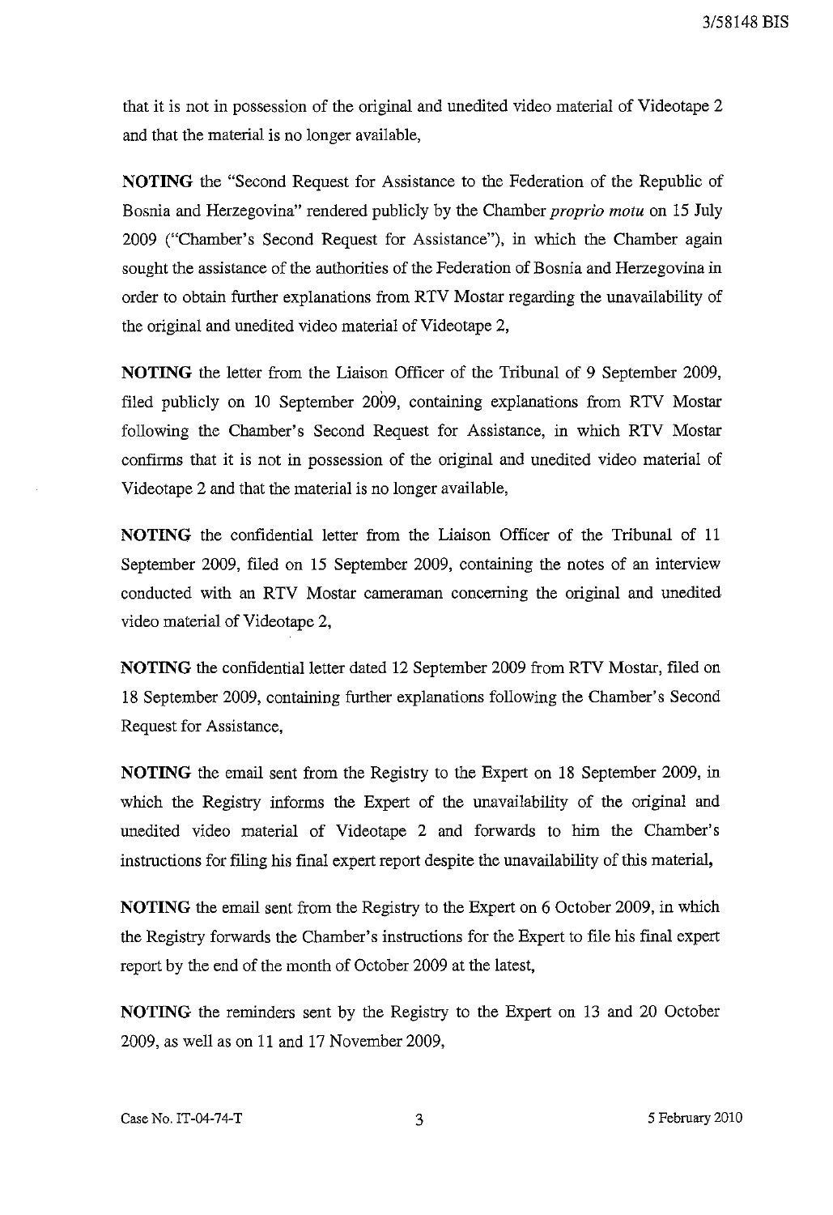that it is not in possession of the original and unedited video material of Videotape 2 and that the material is no longer available,

**NOTING** the "Second Request for Assistance to the Federation of the Republic of Bosnia and Herzegovina" rendered publicly by the Chamber *proprio motu* on 15 July 2009 ("Chamber's Second Request for Assistance"), in which the Chamber again sought the assistance of the authorities of the Federation of Bosnia and Herzegovina in order to obtain further explanations from RTV Mostar regarding the unavailability of the original and unedited video material of Videotape 2,

**NOTING** the letter from the Liaison Officer of the Tribunal of 9 September 2009, filed publicly on 10 September 2009, containing explanations from RTV Mostar following the Chamber's Second Request for Assistance, in which RTV Mostar confirms that it is not in possession of the original and unedited video material of Videotape 2 and that the material is no longer available,

**NOTING** the confidential letter from the Liaison Officer of the Tribunal of 11 September 2009, filed on 15 September 2009, containing the notes of an interview conducted with an RTV Mostar cameraman concerning the original and unedited video material of Videotape 2,

**NOTING** the confidential letter dated 12 September 2009 from RTV Mostar, filed on 18 September 2009, containing further explanations following the Chamber's Second Request for Assistance,

**NOTING** the email sent from the Registry to the Expert on 18 September 2009, in which the Registry informs the Expert of the unavailability of the original and unedited video material of Videotape 2 and forwards to him the Chamber's instructions for filing his final expert report despite the unavailability of this material,

**NOTING** the email sent from the Registry to the Expert on 6 October 2009, in which the Registry forwards the Chamber's instructions for the Expert to file his final expert report by the end of the month of October 2009 at the latest,

**NOTING** the reminders sent by the Registry to the Expert on 13 and 20 October 2009, as well as on 11 and 17 November 2009,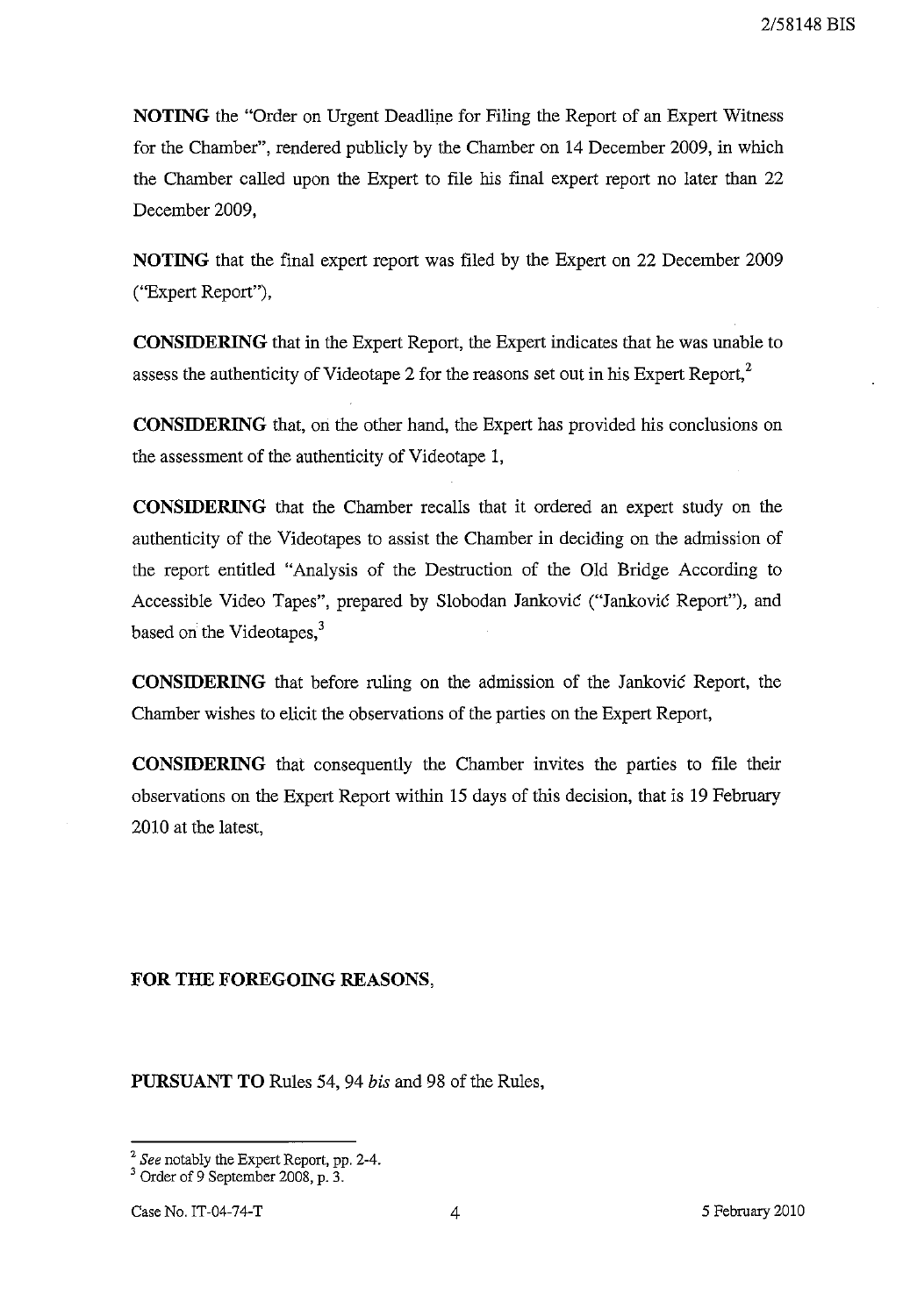**NOTING** the "Order on Urgent Deadline for Filing the Report of an Expert Witness for the Chamber", rendered publicly by the Chamber on 14 December 2009, in which the Chamber called upon the Expert to file his final expert report no later than 22 December 2009,

**NOTING** that the final expert report was filed by the Expert on 22 December 2009 ("Expert Report"),

**CONSIDERING** that in the Expert Report, the Expert indicates that he was unable to assess the authenticity of Videotape 2 for the reasons set out in his Expert Report,[2]

**CONSIDERING** that, on the other hand, the Expert has provided his conclusions on the assessment of the authenticity of Videotape 1,

**CONSIDERING** that the Chamber recalls that it ordered an expert study on the authenticity of the Videotapes to assist the Chamber in deciding on the admission of the report entitled "Analysis of the Destruction of the Old Bridge According to Accessible Video Tapes", prepared by Slobodan Janković ("Janković Report"), and based on the Videotapes,[3]

**CONSIDERING** that before ruling on the admission of the Janković Report, the Chamber wishes to elicit the observations of the parties on the Expert Report,

**CONSIDERING** that consequently the Chamber invites the parties to file their observations on the Expert Report within 15 days of this decision, that is 19 February 2010 at the latest,

**FOR THE FOREGOING REASONS**,

**PURSUANT TO** Rules 54, 94 *bis* and 98 of the Rules,

---

[2] *See* notably the Expert Report, pp. 2-4.

[3] Order of 9 September 2008, p. 3.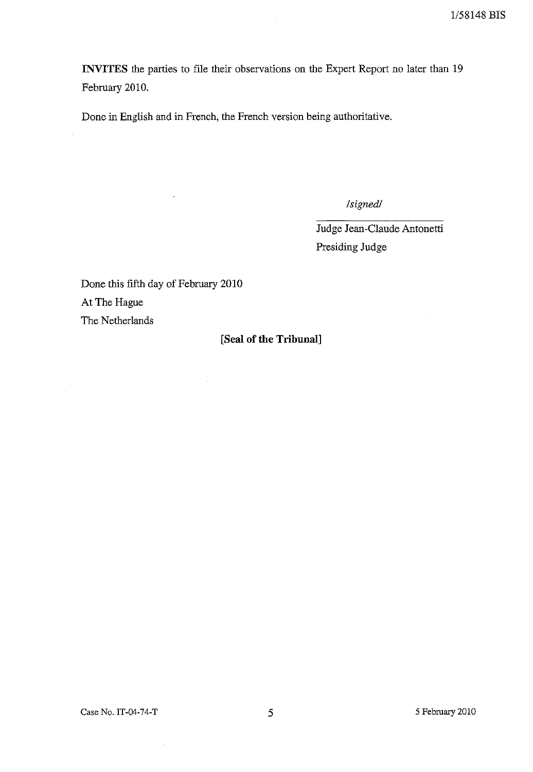**INVITES** the parties to file their observations on the Expert Report no later than 19 February 2010.

Done in English and in French, the French version being authoritative.

*/signed/*

Judge Jean-Claude Antonetti
Presiding Judge

Done this fifth day of February 2010
At The Hague
The Netherlands

**[Seal of the Tribunal]**